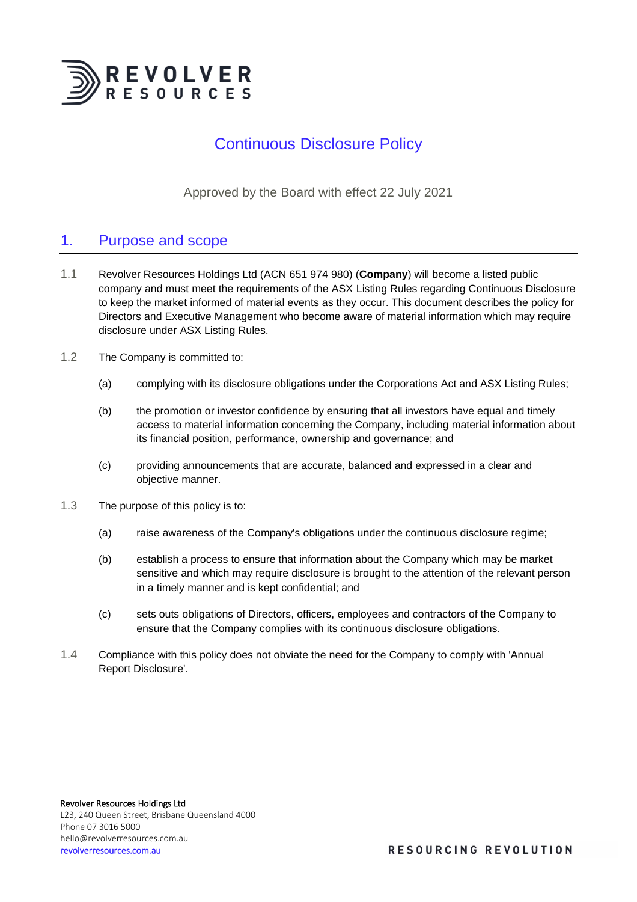# Continuous Disclosure Policy

Approved by the Board with effect 22 July 2021

## 1. Purpose and scope

1.1 Revolver Resources Holdings Ltd (ACN 651 974 980) (**Company**) will become a listed public company and must meet the requirements of the ASX Listing Rules regarding Continuous Disclosure to keep the market informed of material events as they occur. This document describes the policy for Directors and Executive Management who become aware of material information which may require disclosure under ASX Listing Rules.

1.2 The Company is committed to:

(a) complying with its disclosure obligations under the Corporations Act and ASX Listing Rules;

(b) the promotion or investor confidence by ensuring that all investors have equal and timely access to material information concerning the Company, including material information about its financial position, performance, ownership and governance; and

(c) providing announcements that are accurate, balanced and expressed in a clear and objective manner.

1.3 The purpose of this policy is to:

(a) raise awareness of the Company's obligations under the continuous disclosure regime;

(b) establish a process to ensure that information about the Company which may be market sensitive and which may require disclosure is brought to the attention of the relevant person in a timely manner and is kept confidential; and

(c) sets outs obligations of Directors, officers, employees and contractors of the Company to ensure that the Company complies with its continuous disclosure obligations.

1.4 Compliance with this policy does not obviate the need for the Company to comply with 'Annual Report Disclosure'.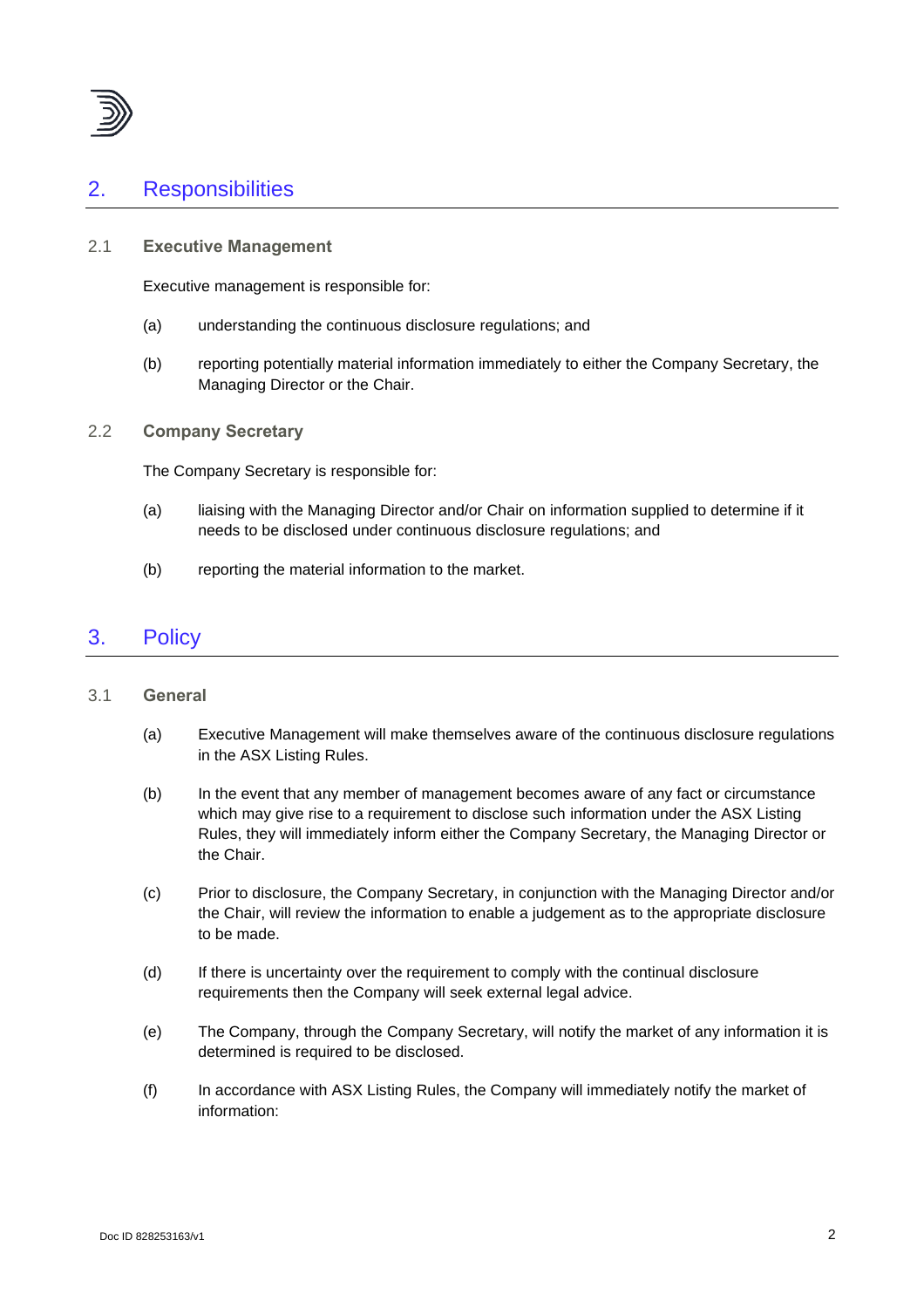## 2. Responsibilities

### 2.1 Executive Management

Executive management is responsible for:

(a) understanding the continuous disclosure regulations; and

(b) reporting potentially material information immediately to either the Company Secretary, the Managing Director or the Chair.

### 2.2 Company Secretary

The Company Secretary is responsible for:

(a) liaising with the Managing Director and/or Chair on information supplied to determine if it needs to be disclosed under continuous disclosure regulations; and

(b) reporting the material information to the market.

## 3. Policy

### 3.1 General

(a) Executive Management will make themselves aware of the continuous disclosure regulations in the ASX Listing Rules.

(b) In the event that any member of management becomes aware of any fact or circumstance which may give rise to a requirement to disclose such information under the ASX Listing Rules, they will immediately inform either the Company Secretary, the Managing Director or the Chair.

(c) Prior to disclosure, the Company Secretary, in conjunction with the Managing Director and/or the Chair, will review the information to enable a judgement as to the appropriate disclosure to be made.

(d) If there is uncertainty over the requirement to comply with the continual disclosure requirements then the Company will seek external legal advice.

(e) The Company, through the Company Secretary, will notify the market of any information it is determined is required to be disclosed.

(f) In accordance with ASX Listing Rules, the Company will immediately notify the market of information: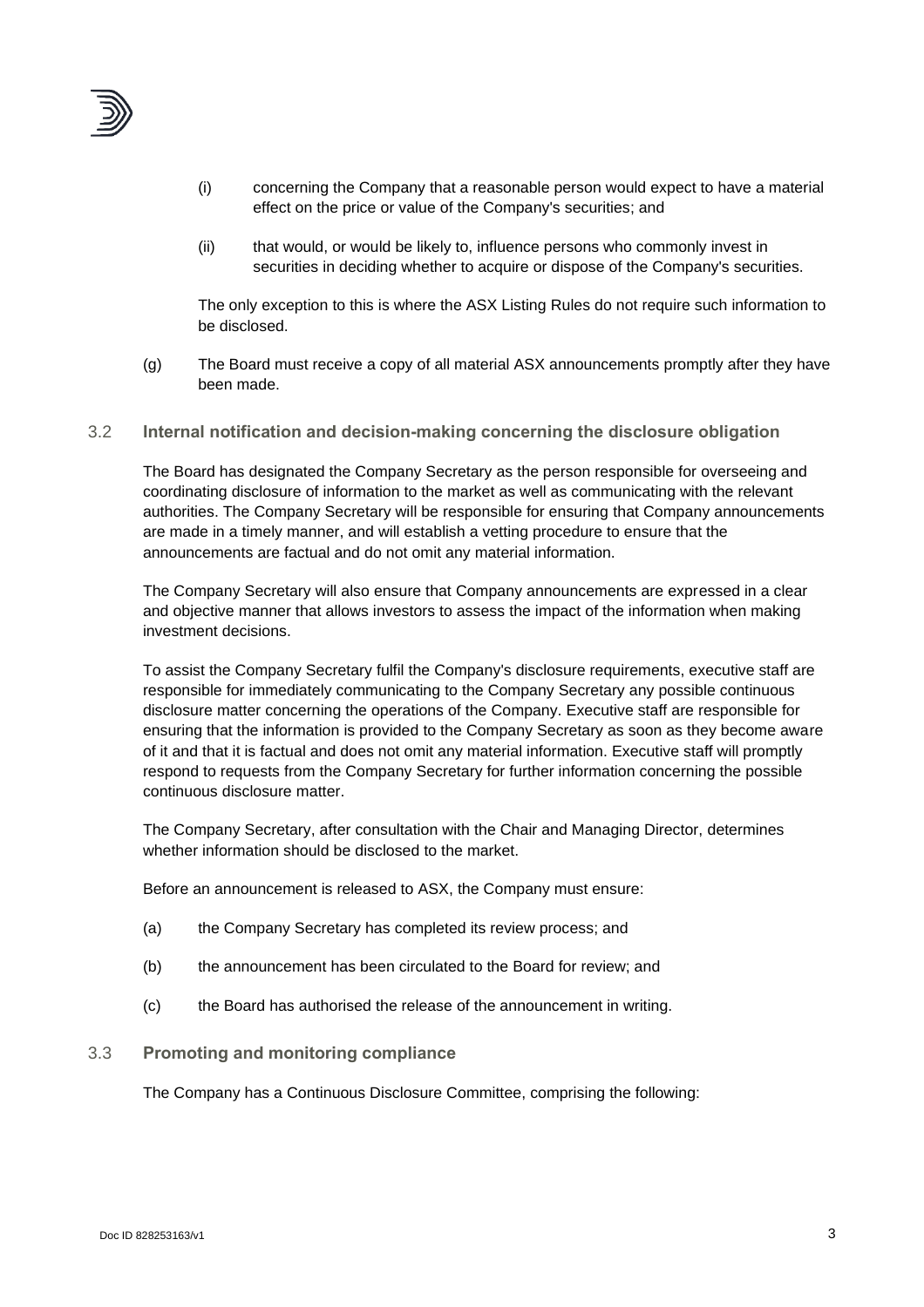(i) concerning the Company that a reasonable person would expect to have a material effect on the price or value of the Company's securities; and

(ii) that would, or would be likely to, influence persons who commonly invest in securities in deciding whether to acquire or dispose of the Company's securities.

The only exception to this is where the ASX Listing Rules do not require such information to be disclosed.

(g) The Board must receive a copy of all material ASX announcements promptly after they have been made.

### 3.2 Internal notification and decision-making concerning the disclosure obligation

The Board has designated the Company Secretary as the person responsible for overseeing and coordinating disclosure of information to the market as well as communicating with the relevant authorities. The Company Secretary will be responsible for ensuring that Company announcements are made in a timely manner, and will establish a vetting procedure to ensure that the announcements are factual and do not omit any material information.

The Company Secretary will also ensure that Company announcements are expressed in a clear and objective manner that allows investors to assess the impact of the information when making investment decisions.

To assist the Company Secretary fulfil the Company's disclosure requirements, executive staff are responsible for immediately communicating to the Company Secretary any possible continuous disclosure matter concerning the operations of the Company. Executive staff are responsible for ensuring that the information is provided to the Company Secretary as soon as they become aware of it and that it is factual and does not omit any material information. Executive staff will promptly respond to requests from the Company Secretary for further information concerning the possible continuous disclosure matter.

The Company Secretary, after consultation with the Chair and Managing Director, determines whether information should be disclosed to the market.

Before an announcement is released to ASX, the Company must ensure:

(a) the Company Secretary has completed its review process; and

(b) the announcement has been circulated to the Board for review; and

(c) the Board has authorised the release of the announcement in writing.

### 3.3 Promoting and monitoring compliance

The Company has a Continuous Disclosure Committee, comprising the following: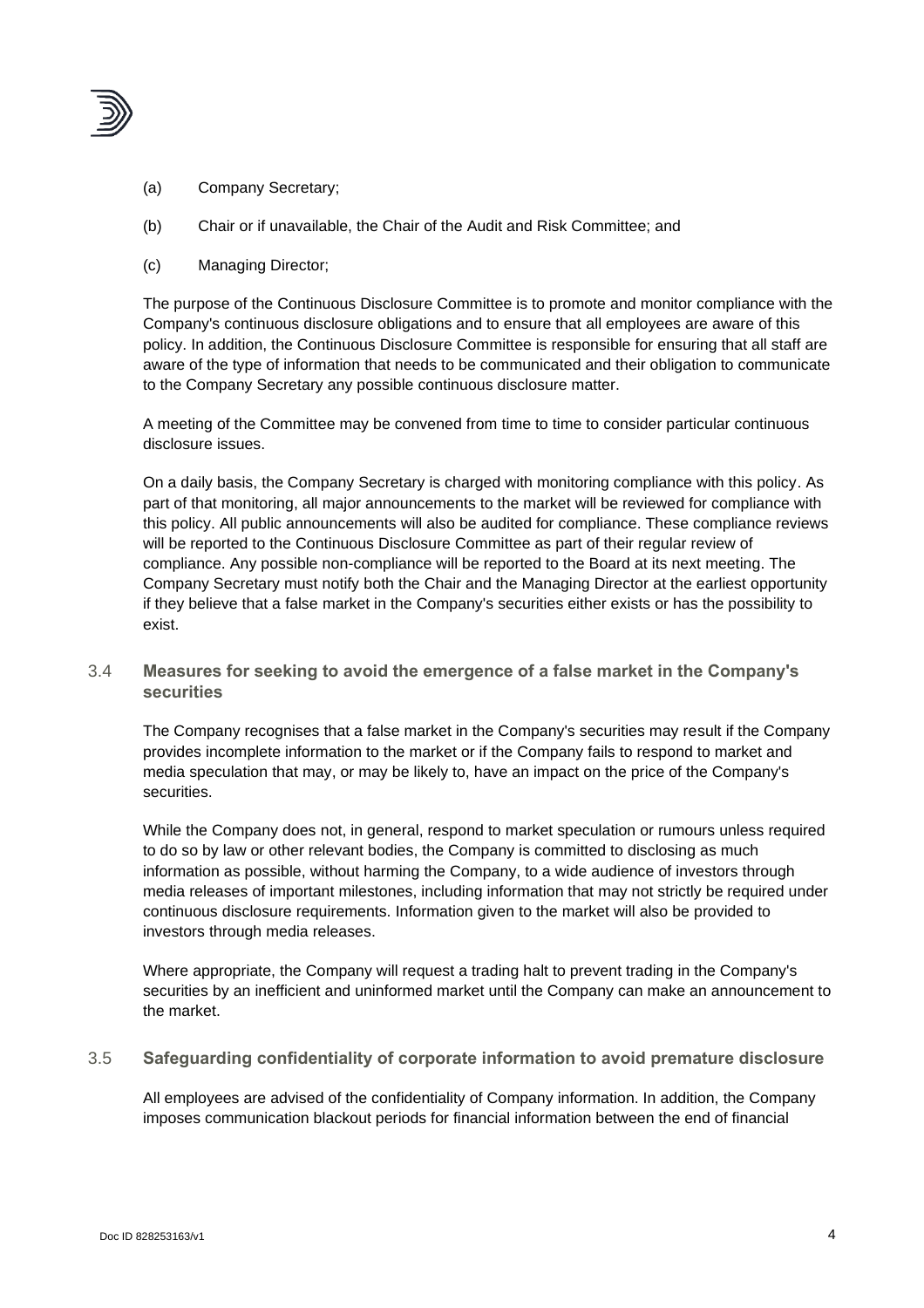(a) Company Secretary;

(b) Chair or if unavailable, the Chair of the Audit and Risk Committee; and

(c) Managing Director;

The purpose of the Continuous Disclosure Committee is to promote and monitor compliance with the Company's continuous disclosure obligations and to ensure that all employees are aware of this policy. In addition, the Continuous Disclosure Committee is responsible for ensuring that all staff are aware of the type of information that needs to be communicated and their obligation to communicate to the Company Secretary any possible continuous disclosure matter.

A meeting of the Committee may be convened from time to time to consider particular continuous disclosure issues.

On a daily basis, the Company Secretary is charged with monitoring compliance with this policy. As part of that monitoring, all major announcements to the market will be reviewed for compliance with this policy. All public announcements will also be audited for compliance. These compliance reviews will be reported to the Continuous Disclosure Committee as part of their regular review of compliance. Any possible non-compliance will be reported to the Board at its next meeting. The Company Secretary must notify both the Chair and the Managing Director at the earliest opportunity if they believe that a false market in the Company's securities either exists or has the possibility to exist.

### 3.4 Measures for seeking to avoid the emergence of a false market in the Company's securities

The Company recognises that a false market in the Company's securities may result if the Company provides incomplete information to the market or if the Company fails to respond to market and media speculation that may, or may be likely to, have an impact on the price of the Company's securities.

While the Company does not, in general, respond to market speculation or rumours unless required to do so by law or other relevant bodies, the Company is committed to disclosing as much information as possible, without harming the Company, to a wide audience of investors through media releases of important milestones, including information that may not strictly be required under continuous disclosure requirements. Information given to the market will also be provided to investors through media releases.

Where appropriate, the Company will request a trading halt to prevent trading in the Company's securities by an inefficient and uninformed market until the Company can make an announcement to the market.

### 3.5 Safeguarding confidentiality of corporate information to avoid premature disclosure

All employees are advised of the confidentiality of Company information. In addition, the Company imposes communication blackout periods for financial information between the end of financial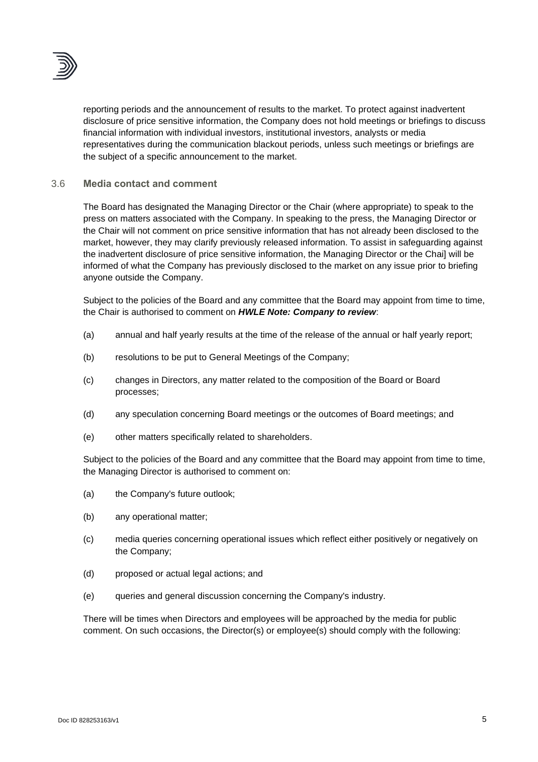reporting periods and the announcement of results to the market. To protect against inadvertent disclosure of price sensitive information, the Company does not hold meetings or briefings to discuss financial information with individual investors, institutional investors, analysts or media representatives during the communication blackout periods, unless such meetings or briefings are the subject of a specific announcement to the market.

### 3.6 Media contact and comment

The Board has designated the Managing Director or the Chair (where appropriate) to speak to the press on matters associated with the Company. In speaking to the press, the Managing Director or the Chair will not comment on price sensitive information that has not already been disclosed to the market, however, they may clarify previously released information. To assist in safeguarding against the inadvertent disclosure of price sensitive information, the Managing Director or the Chai] will be informed of what the Company has previously disclosed to the market on any issue prior to briefing anyone outside the Company.

Subject to the policies of the Board and any committee that the Board may appoint from time to time, the Chair is authorised to comment on ***HWLE Note: Company to review***:

(a) annual and half yearly results at the time of the release of the annual or half yearly report;

(b) resolutions to be put to General Meetings of the Company;

(c) changes in Directors, any matter related to the composition of the Board or Board processes;

(d) any speculation concerning Board meetings or the outcomes of Board meetings; and

(e) other matters specifically related to shareholders.

Subject to the policies of the Board and any committee that the Board may appoint from time to time, the Managing Director is authorised to comment on:

(a) the Company's future outlook;

(b) any operational matter;

(c) media queries concerning operational issues which reflect either positively or negatively on the Company;

(d) proposed or actual legal actions; and

(e) queries and general discussion concerning the Company's industry.

There will be times when Directors and employees will be approached by the media for public comment. On such occasions, the Director(s) or employee(s) should comply with the following: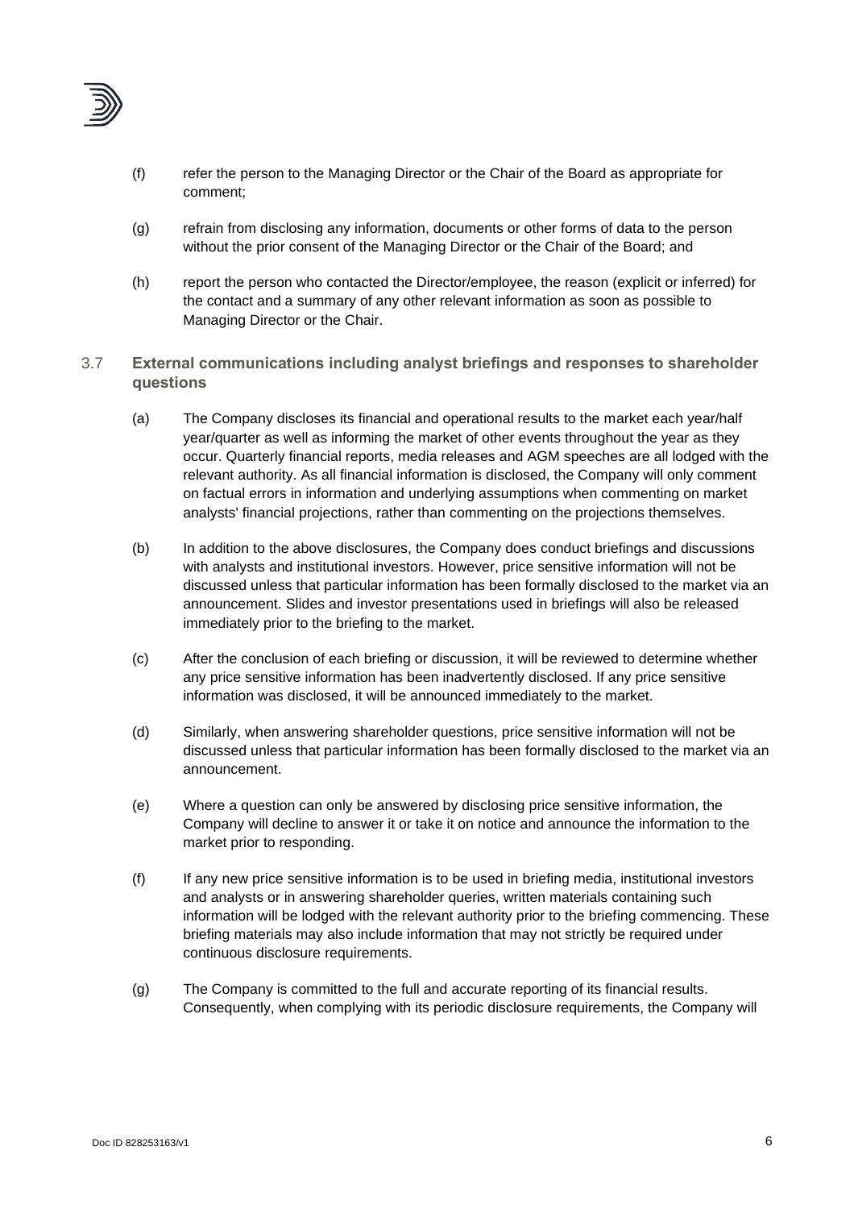(f) refer the person to the Managing Director or the Chair of the Board as appropriate for comment;

(g) refrain from disclosing any information, documents or other forms of data to the person without the prior consent of the Managing Director or the Chair of the Board; and

(h) report the person who contacted the Director/employee, the reason (explicit or inferred) for the contact and a summary of any other relevant information as soon as possible to Managing Director or the Chair.

### 3.7 External communications including analyst briefings and responses to shareholder questions

(a) The Company discloses its financial and operational results to the market each year/half year/quarter as well as informing the market of other events throughout the year as they occur. Quarterly financial reports, media releases and AGM speeches are all lodged with the relevant authority. As all financial information is disclosed, the Company will only comment on factual errors in information and underlying assumptions when commenting on market analysts' financial projections, rather than commenting on the projections themselves.

(b) In addition to the above disclosures, the Company does conduct briefings and discussions with analysts and institutional investors. However, price sensitive information will not be discussed unless that particular information has been formally disclosed to the market via an announcement. Slides and investor presentations used in briefings will also be released immediately prior to the briefing to the market.

(c) After the conclusion of each briefing or discussion, it will be reviewed to determine whether any price sensitive information has been inadvertently disclosed. If any price sensitive information was disclosed, it will be announced immediately to the market.

(d) Similarly, when answering shareholder questions, price sensitive information will not be discussed unless that particular information has been formally disclosed to the market via an announcement.

(e) Where a question can only be answered by disclosing price sensitive information, the Company will decline to answer it or take it on notice and announce the information to the market prior to responding.

(f) If any new price sensitive information is to be used in briefing media, institutional investors and analysts or in answering shareholder queries, written materials containing such information will be lodged with the relevant authority prior to the briefing commencing. These briefing materials may also include information that may not strictly be required under continuous disclosure requirements.

(g) The Company is committed to the full and accurate reporting of its financial results. Consequently, when complying with its periodic disclosure requirements, the Company will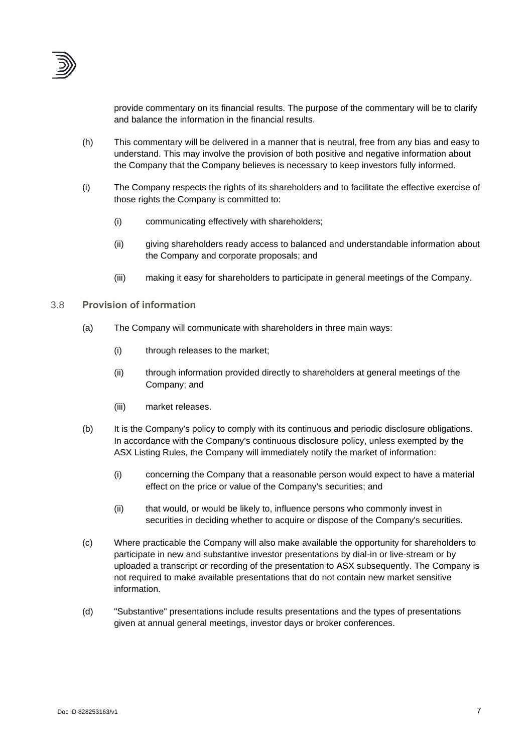provide commentary on its financial results. The purpose of the commentary will be to clarify and balance the information in the financial results.

(h) This commentary will be delivered in a manner that is neutral, free from any bias and easy to understand. This may involve the provision of both positive and negative information about the Company that the Company believes is necessary to keep investors fully informed.

(i) The Company respects the rights of its shareholders and to facilitate the effective exercise of those rights the Company is committed to:

  (i) communicating effectively with shareholders;

  (ii) giving shareholders ready access to balanced and understandable information about the Company and corporate proposals; and

  (iii) making it easy for shareholders to participate in general meetings of the Company.

### 3.8 **Provision of information**

(a) The Company will communicate with shareholders in three main ways:

  (i) through releases to the market;

  (ii) through information provided directly to shareholders at general meetings of the Company; and

  (iii) market releases.

(b) It is the Company's policy to comply with its continuous and periodic disclosure obligations. In accordance with the Company's continuous disclosure policy, unless exempted by the ASX Listing Rules, the Company will immediately notify the market of information:

  (i) concerning the Company that a reasonable person would expect to have a material effect on the price or value of the Company's securities; and

  (ii) that would, or would be likely to, influence persons who commonly invest in securities in deciding whether to acquire or dispose of the Company's securities.

(c) Where practicable the Company will also make available the opportunity for shareholders to participate in new and substantive investor presentations by dial-in or live-stream or by uploaded a transcript or recording of the presentation to ASX subsequently. The Company is not required to make available presentations that do not contain new market sensitive information.

(d) "Substantive" presentations include results presentations and the types of presentations given at annual general meetings, investor days or broker conferences.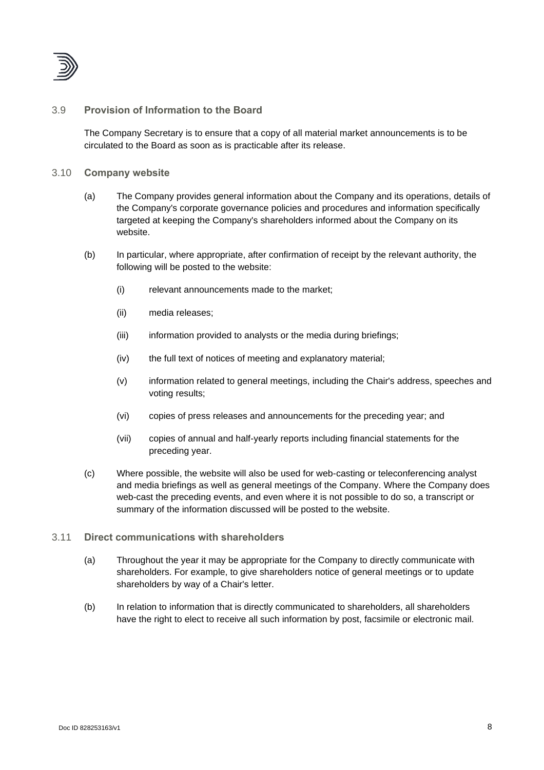### 3.9 Provision of Information to the Board

The Company Secretary is to ensure that a copy of all material market announcements is to be circulated to the Board as soon as is practicable after its release.

### 3.10 Company website

(a) The Company provides general information about the Company and its operations, details of the Company's corporate governance policies and procedures and information specifically targeted at keeping the Company's shareholders informed about the Company on its website.

(b) In particular, where appropriate, after confirmation of receipt by the relevant authority, the following will be posted to the website:

   (i) relevant announcements made to the market;

   (ii) media releases;

   (iii) information provided to analysts or the media during briefings;

   (iv) the full text of notices of meeting and explanatory material;

   (v) information related to general meetings, including the Chair's address, speeches and voting results;

   (vi) copies of press releases and announcements for the preceding year; and

   (vii) copies of annual and half-yearly reports including financial statements for the preceding year.

(c) Where possible, the website will also be used for web-casting or teleconferencing analyst and media briefings as well as general meetings of the Company. Where the Company does web-cast the preceding events, and even where it is not possible to do so, a transcript or summary of the information discussed will be posted to the website.

### 3.11 Direct communications with shareholders

(a) Throughout the year it may be appropriate for the Company to directly communicate with shareholders. For example, to give shareholders notice of general meetings or to update shareholders by way of a Chair's letter.

(b) In relation to information that is directly communicated to shareholders, all shareholders have the right to elect to receive all such information by post, facsimile or electronic mail.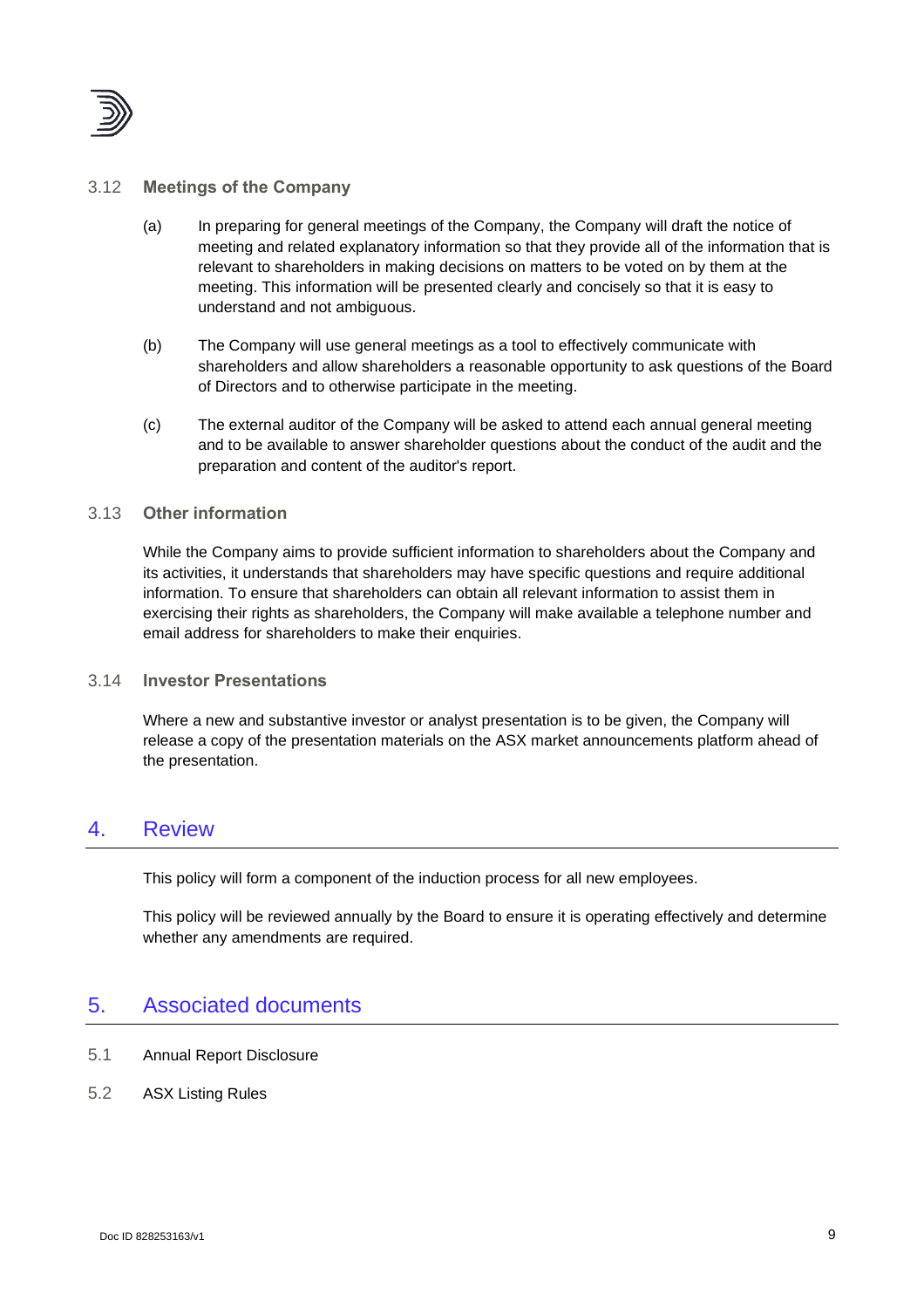### 3.12 Meetings of the Company

(a) In preparing for general meetings of the Company, the Company will draft the notice of meeting and related explanatory information so that they provide all of the information that is relevant to shareholders in making decisions on matters to be voted on by them at the meeting. This information will be presented clearly and concisely so that it is easy to understand and not ambiguous.

(b) The Company will use general meetings as a tool to effectively communicate with shareholders and allow shareholders a reasonable opportunity to ask questions of the Board of Directors and to otherwise participate in the meeting.

(c) The external auditor of the Company will be asked to attend each annual general meeting and to be available to answer shareholder questions about the conduct of the audit and the preparation and content of the auditor's report.

### 3.13 Other information

While the Company aims to provide sufficient information to shareholders about the Company and its activities, it understands that shareholders may have specific questions and require additional information. To ensure that shareholders can obtain all relevant information to assist them in exercising their rights as shareholders, the Company will make available a telephone number and email address for shareholders to make their enquiries.

### 3.14 Investor Presentations

Where a new and substantive investor or analyst presentation is to be given, the Company will release a copy of the presentation materials on the ASX market announcements platform ahead of the presentation.

## 4. Review

This policy will form a component of the induction process for all new employees.

This policy will be reviewed annually by the Board to ensure it is operating effectively and determine whether any amendments are required.

## 5. Associated documents

5.1 Annual Report Disclosure

5.2 ASX Listing Rules